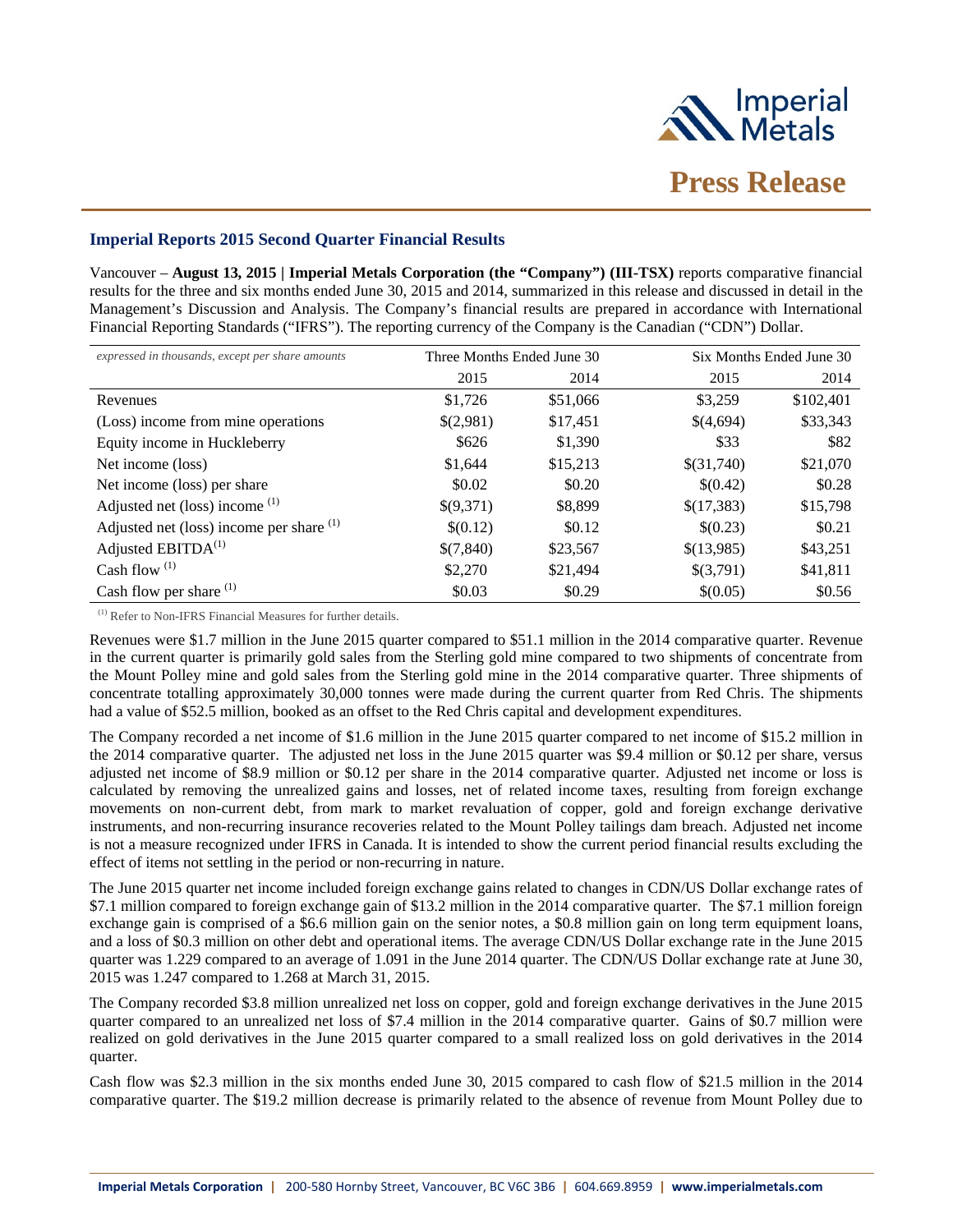# Press Release

## Imperial Reports 2015 Second Quarter Financial Results

Vancouver – **August 13, 2015 | Imperial Metals Corporation (the "Company") (III-TSX)** reports comparative financial results for the three and six months ended June 30, 2015 and 2014, summarized in this release and discussed in detail in the Management's Discussion and Analysis. The Company's financial results are prepared in accordance with International Financial Reporting Standards ("IFRS"). The reporting currency of the Company is the Canadian ("CDN") Dollar.

| *expressed in thousands, except per share amounts* | Three Months Ended June 30 | | Six Months Ended June 30 | |
|---|---|---|---|---|
| | 2015 | 2014 | 2015 | 2014 |
| Revenues | $1,726 | $51,066 | $3,259 | $102,401 |
| (Loss) income from mine operations | $(2,981) | $17,451 | $(4,694) | $33,343 |
| Equity income in Huckleberry | $626 | $1,390 | $33 | $82 |
| Net income (loss) | $1,644 | $15,213 | $(31,740) | $21,070 |
| Net income (loss) per share | $0.02 | $0.20 | $(0.42) | $0.28 |
| Adjusted net (loss) income [(1)] | $(9,371) | $8,899 | $(17,383) | $15,798 |
| Adjusted net (loss) income per share [(1)] | $(0.12) | $0.12 | $(0.23) | $0.21 |
| Adjusted EBITDA[(1)] | $(7,840) | $23,567 | $(13,985) | $43,251 |
| Cash flow [(1)] | $2,270 | $21,494 | $(3,791) | $41,811 |
| Cash flow per share [(1)] | $0.03 | $0.29 | $(0.05) | $0.56 |

[(1)] Refer to Non-IFRS Financial Measures for further details.

Revenues were $1.7 million in the June 2015 quarter compared to $51.1 million in the 2014 comparative quarter. Revenue in the current quarter is primarily gold sales from the Sterling gold mine compared to two shipments of concentrate from the Mount Polley mine and gold sales from the Sterling gold mine in the 2014 comparative quarter. Three shipments of concentrate totalling approximately 30,000 tonnes were made during the current quarter from Red Chris. The shipments had a value of $52.5 million, booked as an offset to the Red Chris capital and development expenditures.

The Company recorded a net income of $1.6 million in the June 2015 quarter compared to net income of $15.2 million in the 2014 comparative quarter. The adjusted net loss in the June 2015 quarter was $9.4 million or $0.12 per share, versus adjusted net income of $8.9 million or $0.12 per share in the 2014 comparative quarter. Adjusted net income or loss is calculated by removing the unrealized gains and losses, net of related income taxes, resulting from foreign exchange movements on non-current debt, from mark to market revaluation of copper, gold and foreign exchange derivative instruments, and non-recurring insurance recoveries related to the Mount Polley tailings dam breach. Adjusted net income is not a measure recognized under IFRS in Canada. It is intended to show the current period financial results excluding the effect of items not settling in the period or non-recurring in nature.

The June 2015 quarter net income included foreign exchange gains related to changes in CDN/US Dollar exchange rates of $7.1 million compared to foreign exchange gain of $13.2 million in the 2014 comparative quarter. The $7.1 million foreign exchange gain is comprised of a $6.6 million gain on the senior notes, a $0.8 million gain on long term equipment loans, and a loss of $0.3 million on other debt and operational items. The average CDN/US Dollar exchange rate in the June 2015 quarter was 1.229 compared to an average of 1.091 in the June 2014 quarter. The CDN/US Dollar exchange rate at June 30, 2015 was 1.247 compared to 1.268 at March 31, 2015.

The Company recorded $3.8 million unrealized net loss on copper, gold and foreign exchange derivatives in the June 2015 quarter compared to an unrealized net loss of $7.4 million in the 2014 comparative quarter. Gains of $0.7 million were realized on gold derivatives in the June 2015 quarter compared to a small realized loss on gold derivatives in the 2014 quarter.

Cash flow was $2.3 million in the six months ended June 30, 2015 compared to cash flow of $21.5 million in the 2014 comparative quarter. The $19.2 million decrease is primarily related to the absence of revenue from Mount Polley due to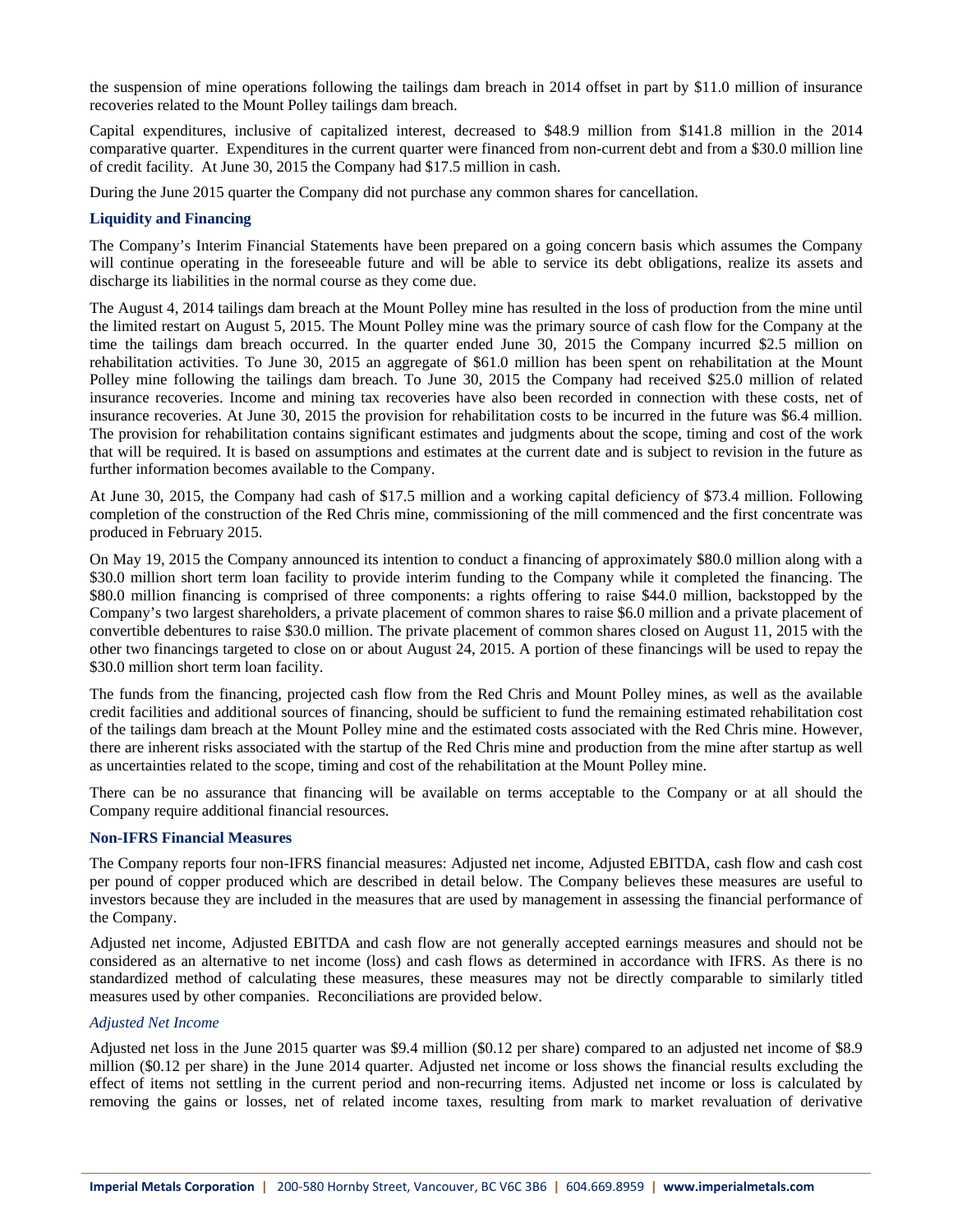the suspension of mine operations following the tailings dam breach in 2014 offset in part by $11.0 million of insurance recoveries related to the Mount Polley tailings dam breach.

Capital expenditures, inclusive of capitalized interest, decreased to $48.9 million from $141.8 million in the 2014 comparative quarter. Expenditures in the current quarter were financed from non-current debt and from a $30.0 million line of credit facility. At June 30, 2015 the Company had $17.5 million in cash.

During the June 2015 quarter the Company did not purchase any common shares for cancellation.

### Liquidity and Financing

The Company's Interim Financial Statements have been prepared on a going concern basis which assumes the Company will continue operating in the foreseeable future and will be able to service its debt obligations, realize its assets and discharge its liabilities in the normal course as they come due.

The August 4, 2014 tailings dam breach at the Mount Polley mine has resulted in the loss of production from the mine until the limited restart on August 5, 2015. The Mount Polley mine was the primary source of cash flow for the Company at the time the tailings dam breach occurred. In the quarter ended June 30, 2015 the Company incurred $2.5 million on rehabilitation activities. To June 30, 2015 an aggregate of $61.0 million has been spent on rehabilitation at the Mount Polley mine following the tailings dam breach. To June 30, 2015 the Company had received $25.0 million of related insurance recoveries. Income and mining tax recoveries have also been recorded in connection with these costs, net of insurance recoveries. At June 30, 2015 the provision for rehabilitation costs to be incurred in the future was $6.4 million. The provision for rehabilitation contains significant estimates and judgments about the scope, timing and cost of the work that will be required. It is based on assumptions and estimates at the current date and is subject to revision in the future as further information becomes available to the Company.

At June 30, 2015, the Company had cash of $17.5 million and a working capital deficiency of $73.4 million. Following completion of the construction of the Red Chris mine, commissioning of the mill commenced and the first concentrate was produced in February 2015.

On May 19, 2015 the Company announced its intention to conduct a financing of approximately $80.0 million along with a $30.0 million short term loan facility to provide interim funding to the Company while it completed the financing. The $80.0 million financing is comprised of three components: a rights offering to raise $44.0 million, backstopped by the Company's two largest shareholders, a private placement of common shares to raise $6.0 million and a private placement of convertible debentures to raise $30.0 million. The private placement of common shares closed on August 11, 2015 with the other two financings targeted to close on or about August 24, 2015. A portion of these financings will be used to repay the $30.0 million short term loan facility.

The funds from the financing, projected cash flow from the Red Chris and Mount Polley mines, as well as the available credit facilities and additional sources of financing, should be sufficient to fund the remaining estimated rehabilitation cost of the tailings dam breach at the Mount Polley mine and the estimated costs associated with the Red Chris mine. However, there are inherent risks associated with the startup of the Red Chris mine and production from the mine after startup as well as uncertainties related to the scope, timing and cost of the rehabilitation at the Mount Polley mine.

There can be no assurance that financing will be available on terms acceptable to the Company or at all should the Company require additional financial resources.

### Non-IFRS Financial Measures

The Company reports four non-IFRS financial measures: Adjusted net income, Adjusted EBITDA, cash flow and cash cost per pound of copper produced which are described in detail below. The Company believes these measures are useful to investors because they are included in the measures that are used by management in assessing the financial performance of the Company.

Adjusted net income, Adjusted EBITDA and cash flow are not generally accepted earnings measures and should not be considered as an alternative to net income (loss) and cash flows as determined in accordance with IFRS. As there is no standardized method of calculating these measures, these measures may not be directly comparable to similarly titled measures used by other companies. Reconciliations are provided below.

#### *Adjusted Net Income*

Adjusted net loss in the June 2015 quarter was $9.4 million ($0.12 per share) compared to an adjusted net income of $8.9 million ($0.12 per share) in the June 2014 quarter. Adjusted net income or loss shows the financial results excluding the effect of items not settling in the current period and non-recurring items. Adjusted net income or loss is calculated by removing the gains or losses, net of related income taxes, resulting from mark to market revaluation of derivative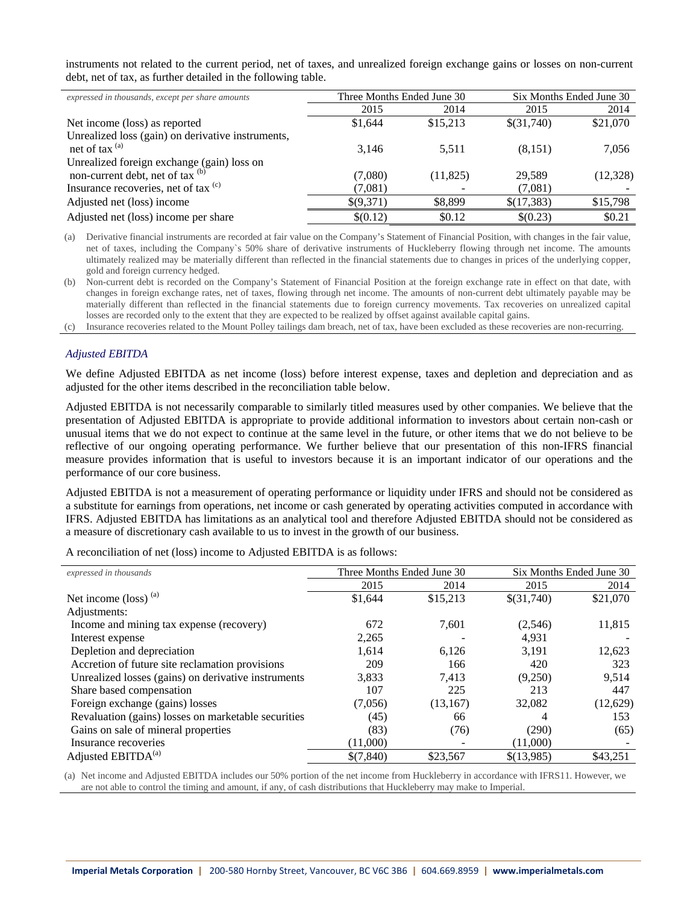instruments not related to the current period, net of taxes, and unrealized foreign exchange gains or losses on non-current debt, net of tax, as further detailed in the following table.

| *expressed in thousands, except per share amounts* | Three Months Ended June 30 | | Six Months Ended June 30 | |
|---|---|---|---|---|
| | 2015 | 2014 | 2015 | 2014 |
| Net income (loss) as reported | $1,644 | $15,213 | $(31,740) | $21,070 |
| Unrealized loss (gain) on derivative instruments, net of tax [(a)] | 3,146 | 5,511 | (8,151) | 7,056 |
| Unrealized foreign exchange (gain) loss on non-current debt, net of tax [(b)] | (7,080) | (11,825) | 29,589 | (12,328) |
| Insurance recoveries, net of tax [(c)] | (7,081) | - | (7,081) | - |
| Adjusted net (loss) income | $(9,371) | $8,899 | $(17,383) | $15,798 |
| Adjusted net (loss) income per share | $(0.12) | $0.12 | $(0.23) | $0.21 |

(a) Derivative financial instruments are recorded at fair value on the Company's Statement of Financial Position, with changes in the fair value, net of taxes, including the Company`s 50% share of derivative instruments of Huckleberry flowing through net income. The amounts ultimately realized may be materially different than reflected in the financial statements due to changes in prices of the underlying copper, gold and foreign currency hedged.

(b) Non-current debt is recorded on the Company's Statement of Financial Position at the foreign exchange rate in effect on that date, with changes in foreign exchange rates, net of taxes, flowing through net income. The amounts of non-current debt ultimately payable may be materially different than reflected in the financial statements due to foreign currency movements. Tax recoveries on unrealized capital losses are recorded only to the extent that they are expected to be realized by offset against available capital gains.

(c) Insurance recoveries related to the Mount Polley tailings dam breach, net of tax, have been excluded as these recoveries are non-recurring.

### *Adjusted EBITDA*

We define Adjusted EBITDA as net income (loss) before interest expense, taxes and depletion and depreciation and as adjusted for the other items described in the reconciliation table below.

Adjusted EBITDA is not necessarily comparable to similarly titled measures used by other companies. We believe that the presentation of Adjusted EBITDA is appropriate to provide additional information to investors about certain non-cash or unusual items that we do not expect to continue at the same level in the future, or other items that we do not believe to be reflective of our ongoing operating performance. We further believe that our presentation of this non-IFRS financial measure provides information that is useful to investors because it is an important indicator of our operations and the performance of our core business.

Adjusted EBITDA is not a measurement of operating performance or liquidity under IFRS and should not be considered as a substitute for earnings from operations, net income or cash generated by operating activities computed in accordance with IFRS. Adjusted EBITDA has limitations as an analytical tool and therefore Adjusted EBITDA should not be considered as a measure of discretionary cash available to us to invest in the growth of our business.

A reconciliation of net (loss) income to Adjusted EBITDA is as follows:

| *expressed in thousands* | Three Months Ended June 30 | | Six Months Ended June 30 | |
|---|---|---|---|---|
| | 2015 | 2014 | 2015 | 2014 |
| Net income (loss) [(a)] | $1,644 | $15,213 | $(31,740) | $21,070 |
| Adjustments: | | | | |
| Income and mining tax expense (recovery) | 672 | 7,601 | (2,546) | 11,815 |
| Interest expense | 2,265 | - | 4,931 | - |
| Depletion and depreciation | 1,614 | 6,126 | 3,191 | 12,623 |
| Accretion of future site reclamation provisions | 209 | 166 | 420 | 323 |
| Unrealized losses (gains) on derivative instruments | 3,833 | 7,413 | (9,250) | 9,514 |
| Share based compensation | 107 | 225 | 213 | 447 |
| Foreign exchange (gains) losses | (7,056) | (13,167) | 32,082 | (12,629) |
| Revaluation (gains) losses on marketable securities | (45) | 66 | 4 | 153 |
| Gains on sale of mineral properties | (83) | (76) | (290) | (65) |
| Insurance recoveries | (11,000) | - | (11,000) | - |
| Adjusted EBITDA[(a)] | $(7,840) | $23,567 | $(13,985) | $43,251 |

(a) Net income and Adjusted EBITDA includes our 50% portion of the net income from Huckleberry in accordance with IFRS11. However, we are not able to control the timing and amount, if any, of cash distributions that Huckleberry may make to Imperial.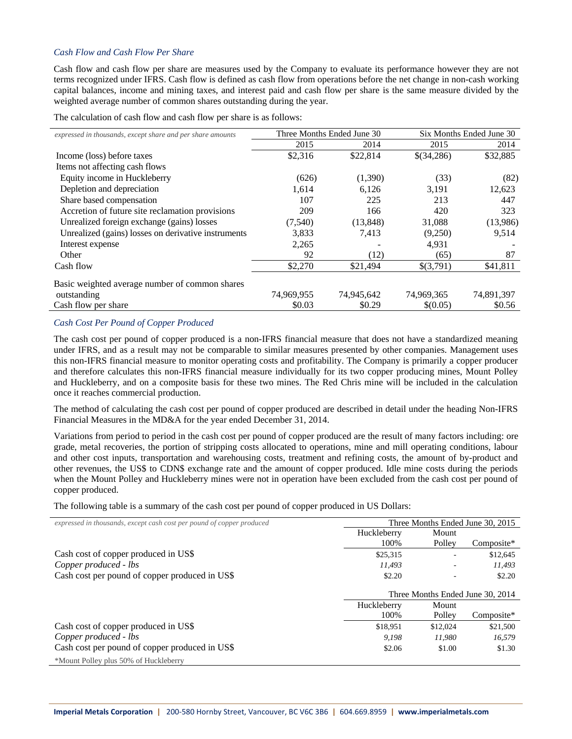### *Cash Flow and Cash Flow Per Share*

Cash flow and cash flow per share are measures used by the Company to evaluate its performance however they are not terms recognized under IFRS. Cash flow is defined as cash flow from operations before the net change in non-cash working capital balances, income and mining taxes, and interest paid and cash flow per share is the same measure divided by the weighted average number of common shares outstanding during the year.

The calculation of cash flow and cash flow per share is as follows:

| *expressed in thousands, except share and per share amounts* | Three Months Ended June 30 | | Six Months Ended June 30 | |
|---|---|---|---|---|
| | 2015 | 2014 | 2015 | 2014 |
| Income (loss) before taxes | $2,316 | $22,814 | $(34,286) | $32,885 |
| Items not affecting cash flows | | | | |
| Equity income in Huckleberry | (626) | (1,390) | (33) | (82) |
| Depletion and depreciation | 1,614 | 6,126 | 3,191 | 12,623 |
| Share based compensation | 107 | 225 | 213 | 447 |
| Accretion of future site reclamation provisions | 209 | 166 | 420 | 323 |
| Unrealized foreign exchange (gains) losses | (7,540) | (13,848) | 31,088 | (13,986) |
| Unrealized (gains) losses on derivative instruments | 3,833 | 7,413 | (9,250) | 9,514 |
| Interest expense | 2,265 | - | 4,931 | - |
| Other | 92 | (12) | (65) | 87 |
| Cash flow | $2,270 | $21,494 | $(3,791) | $41,811 |
| Basic weighted average number of common shares outstanding | 74,969,955 | 74,945,642 | 74,969,365 | 74,891,397 |
| Cash flow per share | $0.03 | $0.29 | $(0.05) | $0.56 |

### *Cash Cost Per Pound of Copper Produced*

The cash cost per pound of copper produced is a non-IFRS financial measure that does not have a standardized meaning under IFRS, and as a result may not be comparable to similar measures presented by other companies. Management uses this non-IFRS financial measure to monitor operating costs and profitability. The Company is primarily a copper producer and therefore calculates this non-IFRS financial measure individually for its two copper producing mines, Mount Polley and Huckleberry, and on a composite basis for these two mines. The Red Chris mine will be included in the calculation once it reaches commercial production.

The method of calculating the cash cost per pound of copper produced are described in detail under the heading Non-IFRS Financial Measures in the MD&A for the year ended December 31, 2014.

Variations from period to period in the cash cost per pound of copper produced are the result of many factors including: ore grade, metal recoveries, the portion of stripping costs allocated to operations, mine and mill operating conditions, labour and other cost inputs, transportation and warehousing costs, treatment and refining costs, the amount of by-product and other revenues, the US$ to CDN$ exchange rate and the amount of copper produced. Idle mine costs during the periods when the Mount Polley and Huckleberry mines were not in operation have been excluded from the cash cost per pound of copper produced.

The following table is a summary of the cash cost per pound of copper produced in US Dollars:

| *expressed in thousands, except cash cost per pound of copper produced* | Three Months Ended June 30, 2015 | | |
|---|---|---|---|
| | Huckleberry 100% | Mount Polley | Composite* |
| Cash cost of copper produced in US$ | $25,315 | - | $12,645 |
| *Copper produced - lbs* | *11,493* | - | *11,493* |
| Cash cost per pound of copper produced in US$ | $2.20 | - | $2.20 |
| | **Three Months Ended June 30, 2014** | | |
| | Huckleberry 100% | Mount Polley | Composite* |
| Cash cost of copper produced in US$ | $18,951 | $12,024 | $21,500 |
| *Copper produced - lbs* | *9,198* | *11,980* | *16,579* |
| Cash cost per pound of copper produced in US$ | $2.06 | $1.00 | $1.30 |

*Mount Polley plus 50% of Huckleberry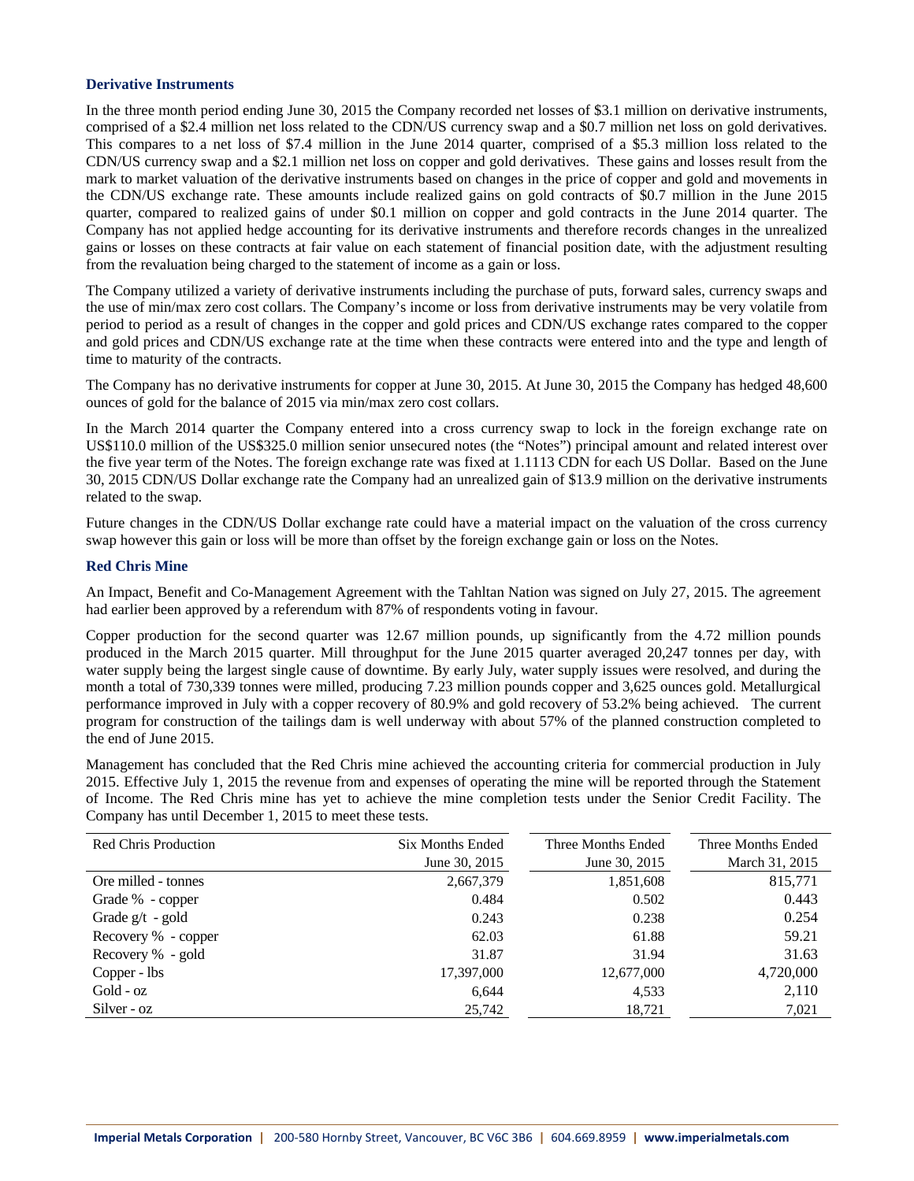### Derivative Instruments

In the three month period ending June 30, 2015 the Company recorded net losses of $3.1 million on derivative instruments, comprised of a $2.4 million net loss related to the CDN/US currency swap and a $0.7 million net loss on gold derivatives. This compares to a net loss of $7.4 million in the June 2014 quarter, comprised of a $5.3 million loss related to the CDN/US currency swap and a $2.1 million net loss on copper and gold derivatives. These gains and losses result from the mark to market valuation of the derivative instruments based on changes in the price of copper and gold and movements in the CDN/US exchange rate. These amounts include realized gains on gold contracts of $0.7 million in the June 2015 quarter, compared to realized gains of under $0.1 million on copper and gold contracts in the June 2014 quarter. The Company has not applied hedge accounting for its derivative instruments and therefore records changes in the unrealized gains or losses on these contracts at fair value on each statement of financial position date, with the adjustment resulting from the revaluation being charged to the statement of income as a gain or loss.

The Company utilized a variety of derivative instruments including the purchase of puts, forward sales, currency swaps and the use of min/max zero cost collars. The Company's income or loss from derivative instruments may be very volatile from period to period as a result of changes in the copper and gold prices and CDN/US exchange rates compared to the copper and gold prices and CDN/US exchange rate at the time when these contracts were entered into and the type and length of time to maturity of the contracts.

The Company has no derivative instruments for copper at June 30, 2015. At June 30, 2015 the Company has hedged 48,600 ounces of gold for the balance of 2015 via min/max zero cost collars.

In the March 2014 quarter the Company entered into a cross currency swap to lock in the foreign exchange rate on US$110.0 million of the US$325.0 million senior unsecured notes (the "Notes") principal amount and related interest over the five year term of the Notes. The foreign exchange rate was fixed at 1.1113 CDN for each US Dollar. Based on the June 30, 2015 CDN/US Dollar exchange rate the Company had an unrealized gain of $13.9 million on the derivative instruments related to the swap.

Future changes in the CDN/US Dollar exchange rate could have a material impact on the valuation of the cross currency swap however this gain or loss will be more than offset by the foreign exchange gain or loss on the Notes.

### Red Chris Mine

An Impact, Benefit and Co-Management Agreement with the Tahltan Nation was signed on July 27, 2015. The agreement had earlier been approved by a referendum with 87% of respondents voting in favour.

Copper production for the second quarter was 12.67 million pounds, up significantly from the 4.72 million pounds produced in the March 2015 quarter. Mill throughput for the June 2015 quarter averaged 20,247 tonnes per day, with water supply being the largest single cause of downtime. By early July, water supply issues were resolved, and during the month a total of 730,339 tonnes were milled, producing 7.23 million pounds copper and 3,625 ounces gold. Metallurgical performance improved in July with a copper recovery of 80.9% and gold recovery of 53.2% being achieved. The current program for construction of the tailings dam is well underway with about 57% of the planned construction completed to the end of June 2015.

Management has concluded that the Red Chris mine achieved the accounting criteria for commercial production in July 2015. Effective July 1, 2015 the revenue from and expenses of operating the mine will be reported through the Statement of Income. The Red Chris mine has yet to achieve the mine completion tests under the Senior Credit Facility. The Company has until December 1, 2015 to meet these tests.

| Red Chris Production | Six Months Ended June 30, 2015 | Three Months Ended June 30, 2015 | Three Months Ended March 31, 2015 |
|---|---|---|---|
| Ore milled - tonnes | 2,667,379 | 1,851,608 | 815,771 |
| Grade % - copper | 0.484 | 0.502 | 0.443 |
| Grade g/t - gold | 0.243 | 0.238 | 0.254 |
| Recovery % - copper | 62.03 | 61.88 | 59.21 |
| Recovery % - gold | 31.87 | 31.94 | 31.63 |
| Copper - lbs | 17,397,000 | 12,677,000 | 4,720,000 |
| Gold - oz | 6,644 | 4,533 | 2,110 |
| Silver - oz | 25,742 | 18,721 | 7,021 |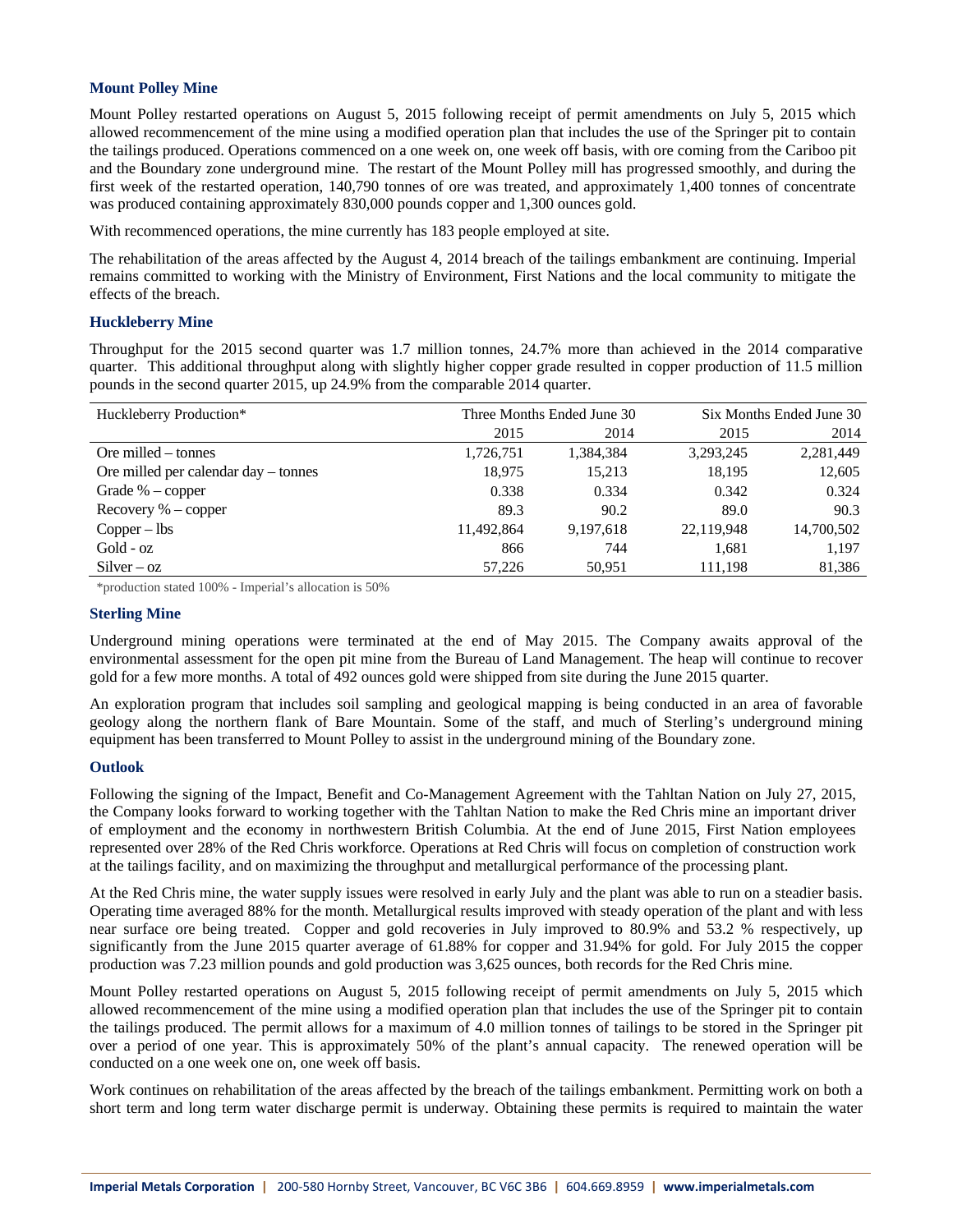### Mount Polley Mine

Mount Polley restarted operations on August 5, 2015 following receipt of permit amendments on July 5, 2015 which allowed recommencement of the mine using a modified operation plan that includes the use of the Springer pit to contain the tailings produced. Operations commenced on a one week on, one week off basis, with ore coming from the Cariboo pit and the Boundary zone underground mine. The restart of the Mount Polley mill has progressed smoothly, and during the first week of the restarted operation, 140,790 tonnes of ore was treated, and approximately 1,400 tonnes of concentrate was produced containing approximately 830,000 pounds copper and 1,300 ounces gold.

With recommenced operations, the mine currently has 183 people employed at site.

The rehabilitation of the areas affected by the August 4, 2014 breach of the tailings embankment are continuing. Imperial remains committed to working with the Ministry of Environment, First Nations and the local community to mitigate the effects of the breach.

### Huckleberry Mine

Throughput for the 2015 second quarter was 1.7 million tonnes, 24.7% more than achieved in the 2014 comparative quarter. This additional throughput along with slightly higher copper grade resulted in copper production of 11.5 million pounds in the second quarter 2015, up 24.9% from the comparable 2014 quarter.

| Huckleberry Production* | Three Months Ended June 30 | | Six Months Ended June 30 | |
|---|---|---|---|---|
| | 2015 | 2014 | 2015 | 2014 |
| Ore milled – tonnes | 1,726,751 | 1,384,384 | 3,293,245 | 2,281,449 |
| Ore milled per calendar day – tonnes | 18,975 | 15,213 | 18,195 | 12,605 |
| Grade % – copper | 0.338 | 0.334 | 0.342 | 0.324 |
| Recovery % – copper | 89.3 | 90.2 | 89.0 | 90.3 |
| Copper – lbs | 11,492,864 | 9,197,618 | 22,119,948 | 14,700,502 |
| Gold - oz | 866 | 744 | 1,681 | 1,197 |
| Silver – oz | 57,226 | 50,951 | 111,198 | 81,386 |

*production stated 100% - Imperial's allocation is 50%

### Sterling Mine

Underground mining operations were terminated at the end of May 2015. The Company awaits approval of the environmental assessment for the open pit mine from the Bureau of Land Management. The heap will continue to recover gold for a few more months. A total of 492 ounces gold were shipped from site during the June 2015 quarter.

An exploration program that includes soil sampling and geological mapping is being conducted in an area of favorable geology along the northern flank of Bare Mountain. Some of the staff, and much of Sterling's underground mining equipment has been transferred to Mount Polley to assist in the underground mining of the Boundary zone.

### Outlook

Following the signing of the Impact, Benefit and Co-Management Agreement with the Tahltan Nation on July 27, 2015, the Company looks forward to working together with the Tahltan Nation to make the Red Chris mine an important driver of employment and the economy in northwestern British Columbia. At the end of June 2015, First Nation employees represented over 28% of the Red Chris workforce. Operations at Red Chris will focus on completion of construction work at the tailings facility, and on maximizing the throughput and metallurgical performance of the processing plant.

At the Red Chris mine, the water supply issues were resolved in early July and the plant was able to run on a steadier basis. Operating time averaged 88% for the month. Metallurgical results improved with steady operation of the plant and with less near surface ore being treated. Copper and gold recoveries in July improved to 80.9% and 53.2 % respectively, up significantly from the June 2015 quarter average of 61.88% for copper and 31.94% for gold. For July 2015 the copper production was 7.23 million pounds and gold production was 3,625 ounces, both records for the Red Chris mine.

Mount Polley restarted operations on August 5, 2015 following receipt of permit amendments on July 5, 2015 which allowed recommencement of the mine using a modified operation plan that includes the use of the Springer pit to contain the tailings produced. The permit allows for a maximum of 4.0 million tonnes of tailings to be stored in the Springer pit over a period of one year. This is approximately 50% of the plant's annual capacity. The renewed operation will be conducted on a one week one on, one week off basis.

Work continues on rehabilitation of the areas affected by the breach of the tailings embankment. Permitting work on both a short term and long term water discharge permit is underway. Obtaining these permits is required to maintain the water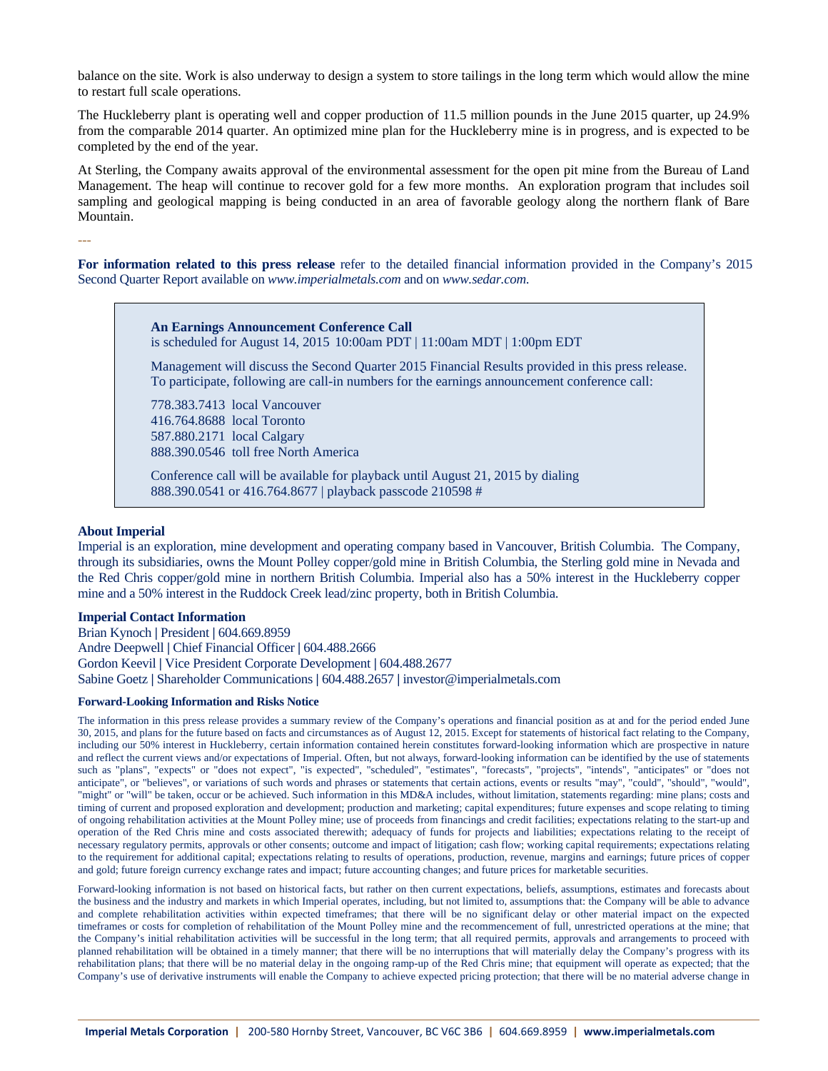balance on the site. Work is also underway to design a system to store tailings in the long term which would allow the mine to restart full scale operations.

The Huckleberry plant is operating well and copper production of 11.5 million pounds in the June 2015 quarter, up 24.9% from the comparable 2014 quarter. An optimized mine plan for the Huckleberry mine is in progress, and is expected to be completed by the end of the year.

At Sterling, the Company awaits approval of the environmental assessment for the open pit mine from the Bureau of Land Management. The heap will continue to recover gold for a few more months. An exploration program that includes soil sampling and geological mapping is being conducted in an area of favorable geology along the northern flank of Bare Mountain.

---

**For information related to this press release** refer to the detailed financial information provided in the Company's 2015 Second Quarter Report available on *www.imperialmetals.com* and on *www.sedar.com.*

**An Earnings Announcement Conference Call**
is scheduled for August 14, 2015 10:00am PDT | 11:00am MDT | 1:00pm EDT

Management will discuss the Second Quarter 2015 Financial Results provided in this press release. To participate, following are call-in numbers for the earnings announcement conference call:

778.383.7413 local Vancouver
416.764.8688 local Toronto
587.880.2171 local Calgary
888.390.0546 toll free North America

Conference call will be available for playback until August 21, 2015 by dialing
888.390.0541 or 416.764.8677 | playback passcode 210598 #

**About Imperial**

Imperial is an exploration, mine development and operating company based in Vancouver, British Columbia. The Company, through its subsidiaries, owns the Mount Polley copper/gold mine in British Columbia, the Sterling gold mine in Nevada and the Red Chris copper/gold mine in northern British Columbia. Imperial also has a 50% interest in the Huckleberry copper mine and a 50% interest in the Ruddock Creek lead/zinc property, both in British Columbia.

**Imperial Contact Information**

Brian Kynoch | President | 604.669.8959
Andre Deepwell | Chief Financial Officer | 604.488.2666
Gordon Keevil | Vice President Corporate Development | 604.488.2677
Sabine Goetz | Shareholder Communications | 604.488.2657 | investor@imperialmetals.com

**Forward-Looking Information and Risks Notice**

The information in this press release provides a summary review of the Company's operations and financial position as at and for the period ended June 30, 2015, and plans for the future based on facts and circumstances as of August 12, 2015. Except for statements of historical fact relating to the Company, including our 50% interest in Huckleberry, certain information contained herein constitutes forward-looking information which are prospective in nature and reflect the current views and/or expectations of Imperial. Often, but not always, forward-looking information can be identified by the use of statements such as "plans", "expects" or "does not expect", "is expected", "scheduled", "estimates", "forecasts", "projects", "intends", "anticipates" or "does not anticipate", or "believes", or variations of such words and phrases or statements that certain actions, events or results "may", "could", "should", "would", "might" or "will" be taken, occur or be achieved. Such information in this MD&A includes, without limitation, statements regarding: mine plans; costs and timing of current and proposed exploration and development; production and marketing; capital expenditures; future expenses and scope relating to timing of ongoing rehabilitation activities at the Mount Polley mine; use of proceeds from financings and credit facilities; expectations relating to the start-up and operation of the Red Chris mine and costs associated therewith; adequacy of funds for projects and liabilities; expectations relating to the receipt of necessary regulatory permits, approvals or other consents; outcome and impact of litigation; cash flow; working capital requirements; expectations relating to the requirement for additional capital; expectations relating to results of operations, production, revenue, margins and earnings; future prices of copper and gold; future foreign currency exchange rates and impact; future accounting changes; and future prices for marketable securities.

Forward-looking information is not based on historical facts, but rather on then current expectations, beliefs, assumptions, estimates and forecasts about the business and the industry and markets in which Imperial operates, including, but not limited to, assumptions that: the Company will be able to advance and complete rehabilitation activities within expected timeframes; that there will be no significant delay or other material impact on the expected timeframes or costs for completion of rehabilitation of the Mount Polley mine and the recommencement of full, unrestricted operations at the mine; that the Company's initial rehabilitation activities will be successful in the long term; that all required permits, approvals and arrangements to proceed with planned rehabilitation will be obtained in a timely manner; that there will be no interruptions that will materially delay the Company's progress with its rehabilitation plans; that there will be no material delay in the ongoing ramp-up of the Red Chris mine; that equipment will operate as expected; that the Company's use of derivative instruments will enable the Company to achieve expected pricing protection; that there will be no material adverse change in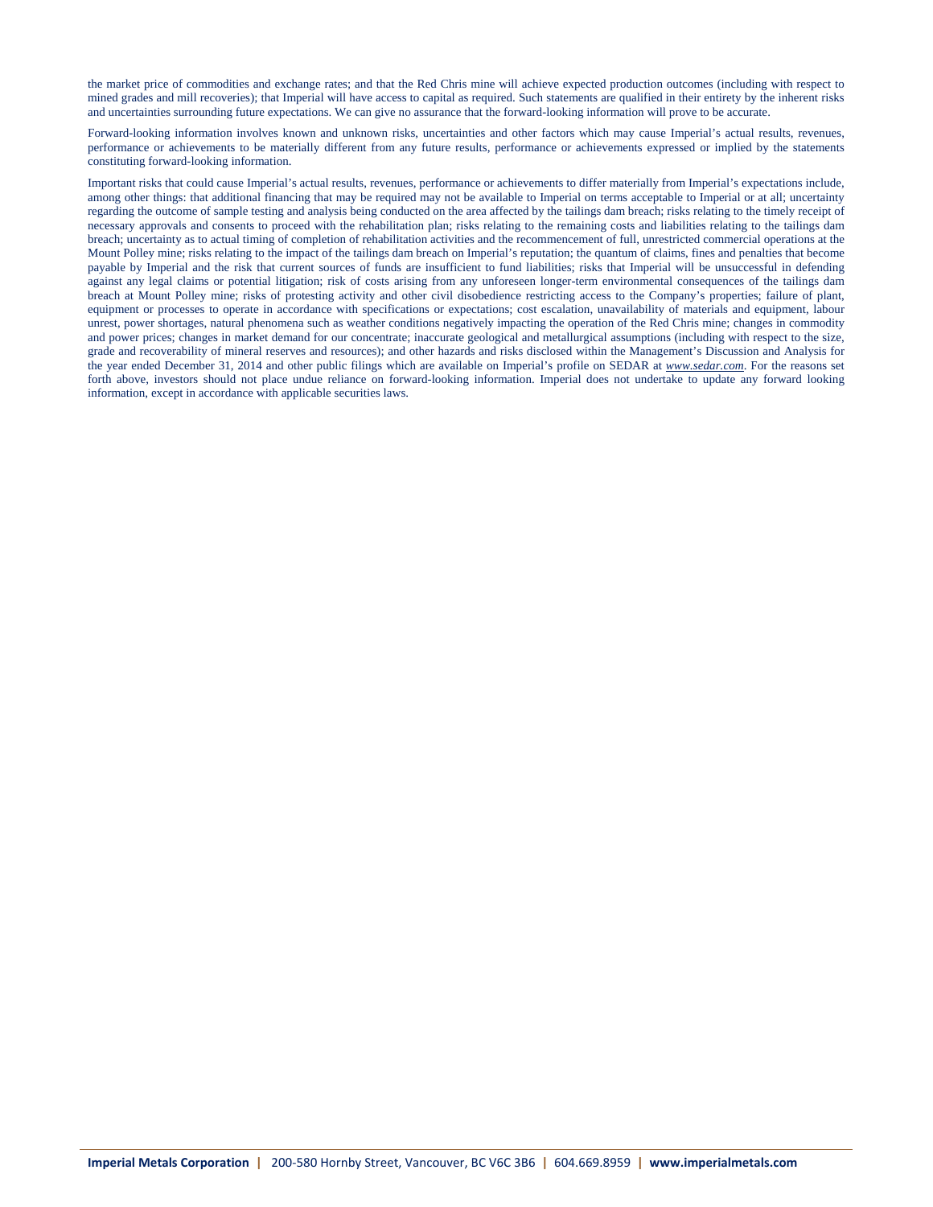the market price of commodities and exchange rates; and that the Red Chris mine will achieve expected production outcomes (including with respect to mined grades and mill recoveries); that Imperial will have access to capital as required. Such statements are qualified in their entirety by the inherent risks and uncertainties surrounding future expectations. We can give no assurance that the forward-looking information will prove to be accurate.

Forward-looking information involves known and unknown risks, uncertainties and other factors which may cause Imperial's actual results, revenues, performance or achievements to be materially different from any future results, performance or achievements expressed or implied by the statements constituting forward-looking information.

Important risks that could cause Imperial's actual results, revenues, performance or achievements to differ materially from Imperial's expectations include, among other things: that additional financing that may be required may not be available to Imperial on terms acceptable to Imperial or at all; uncertainty regarding the outcome of sample testing and analysis being conducted on the area affected by the tailings dam breach; risks relating to the timely receipt of necessary approvals and consents to proceed with the rehabilitation plan; risks relating to the remaining costs and liabilities relating to the tailings dam breach; uncertainty as to actual timing of completion of rehabilitation activities and the recommencement of full, unrestricted commercial operations at the Mount Polley mine; risks relating to the impact of the tailings dam breach on Imperial's reputation; the quantum of claims, fines and penalties that become payable by Imperial and the risk that current sources of funds are insufficient to fund liabilities; risks that Imperial will be unsuccessful in defending against any legal claims or potential litigation; risk of costs arising from any unforeseen longer-term environmental consequences of the tailings dam breach at Mount Polley mine; risks of protesting activity and other civil disobedience restricting access to the Company's properties; failure of plant, equipment or processes to operate in accordance with specifications or expectations; cost escalation, unavailability of materials and equipment, labour unrest, power shortages, natural phenomena such as weather conditions negatively impacting the operation of the Red Chris mine; changes in commodity and power prices; changes in market demand for our concentrate; inaccurate geological and metallurgical assumptions (including with respect to the size, grade and recoverability of mineral reserves and resources); and other hazards and risks disclosed within the Management's Discussion and Analysis for the year ended December 31, 2014 and other public filings which are available on Imperial's profile on SEDAR at *www.sedar.com*. For the reasons set forth above, investors should not place undue reliance on forward-looking information. Imperial does not undertake to update any forward looking information, except in accordance with applicable securities laws.

**Imperial Metals Corporation** | 200-580 Hornby Street, Vancouver, BC V6C 3B6 | 604.669.8959 | **www.imperialmetals.com**